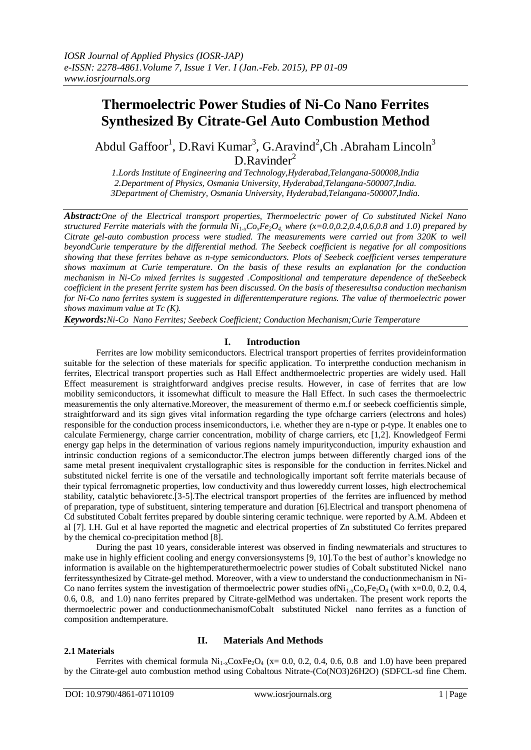# Thermoelectric Power Studies of Ni-Co Nano Ferrites Synthesized By Citrate-Gel Auto Combustion Method

Abdul Gaffoor[1], D.Ravi Kumar[3], G.Aravind[2],Ch .Abraham Lincoln[3] D.Ravinder[2]

*1.Lords Institute of Engineering and Technology,Hyderabad,Telangana-500008,India*
*2.Department of Physics, Osmania University, Hyderabad,Telangana-500007,India.*
*3Department of Chemistry, Osmania University, Hyderabad,Telangana-500007,India.*

***Abstract:*** *One of the Electrical transport properties, Thermoelectric power of Co substituted Nickel Nano structured Ferrite materials with the formula $Ni_{1-x}Co_xFe_2O_4$, where (x=0.0,0.2,0.4,0.6,0.8 and 1.0) prepared by Citrate gel-auto combustion process were studied. The measurements were carried out from 320K to well beyondCurie temperature by the differential method. The Seebeck coefficient is negative for all compositions showing that these ferrites behave as n-type semiconductors. Plots of Seebeck coefficient verses temperature shows maximum at Curie temperature. On the basis of these results an explanation for the conduction mechanism in Ni-Co mixed ferrites is suggested .Compositional and temperature dependence of theSeebeck coefficient in the present ferrite system has been discussed. On the basis of theseresultsa conduction mechanism for Ni-Co nano ferrites system is suggested in differenttemperature regions. The value of thermoelectric power shows maximum value at Tc (K).*

***Keywords:*** *Ni-Co Nano Ferrites; Seebeck Coefficient; Conduction Mechanism;Curie Temperature*

## I. Introduction

Ferrites are low mobility semiconductors. Electrical transport properties of ferrites provideinformation suitable for the selection of these materials for specific application. To interpretthe conduction mechanism in ferrites, Electrical transport properties such as Hall Effect andthermoelectric properties are widely used. Hall Effect measurement is straightforward andgives precise results. However, in case of ferrites that are low mobility semiconductors, it issomewhat difficult to measure the Hall Effect. In such cases the thermoelectric measurementis the only alternative.Moreover, the measurement of thermo e.m.f or seebeck coefficientis simple, straightforward and its sign gives vital information regarding the type ofcharge carriers (electrons and holes) responsible for the conduction process insemiconductors, i.e. whether they are n-type or p-type. It enables one to calculate Fermienergy, charge carrier concentration, mobility of charge carriers, etc [1,2]. Knowledgeof Fermi energy gap helps in the determination of various regions namely impurityconduction, impurity exhaustion and intrinsic conduction regions of a semiconductor.The electron jumps between differently charged ions of the same metal present inequivalent crystallographic sites is responsible for the conduction in ferrites.Nickel and substituted nickel ferrite is one of the versatile and technologically important soft ferrite materials because of their typical ferromagnetic properties, low conductivity and thus lowereddy current losses, high electrochemical stability, catalytic behavioretc.[3-5].The electrical transport properties of the ferrites are influenced by method of preparation, type of substituent, sintering temperature and duration [6].Electrical and transport phenomena of Cd substituted Cobalt ferrites prepared by double sintering ceramic technique. were reported by A.M. Abdeen et al [7]. I.H. Gul et al have reported the magnetic and electrical properties of Zn substituted Co ferrites prepared by the chemical co-precipitation method [8].

During the past 10 years, considerable interest was observed in finding newmaterials and structures to make use in highly efficient cooling and energy conversionsystems [9, 10].To the best of author's knowledge no information is available on the hightemperaturethermoelectric power studies of Cobalt substituted Nickel nano ferritessynthesized by Citrate-gel method. Moreover, with a view to understand the conductionmechanism in Ni-Co nano ferrites system the investigation of thermoelectric power studies of$Ni_{1-x}Co_xFe_2O_4$ (with x=0.0, 0.2, 0.4, 0.6, 0.8, and 1.0) nano ferrites prepared by Citrate-gelMethod was undertaken. The present work reports the thermoelectric power and conductionmechanismofCobalt substituted Nickel nano ferrites as a function of composition andtemperature.

## II. Materials And Methods

### 2.1 Materials

Ferrites with chemical formula $Ni_{1-x}CoxFe_2O_4$ (x= 0.0, 0.2, 0.4, 0.6, 0.8 and 1.0) have been prepared by the Citrate-gel auto combustion method using Cobaltous Nitrate-(Co(NO3)26H2O) (SDFCL-sd fine Chem.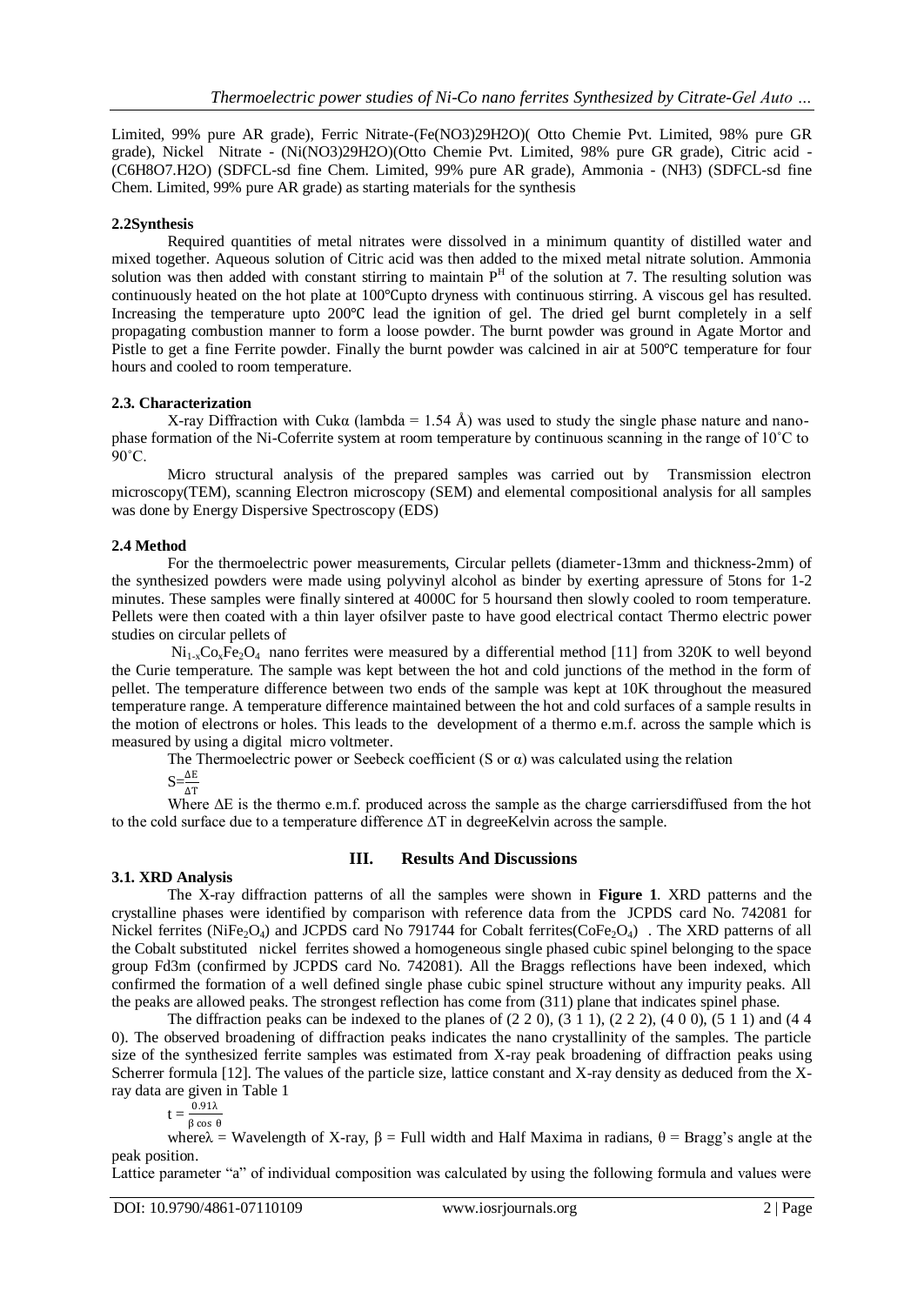Limited, 99% pure AR grade), Ferric Nitrate-(Fe(NO3)29H2O)( Otto Chemie Pvt. Limited, 98% pure GR grade), Nickel Nitrate - (Ni(NO3)29H2O)(Otto Chemie Pvt. Limited, 98% pure GR grade), Citric acid - (C6H8O7.H2O) (SDFCL-sd fine Chem. Limited, 99% pure AR grade), Ammonia - (NH3) (SDFCL-sd fine Chem. Limited, 99% pure AR grade) as starting materials for the synthesis

### 2.2Synthesis

Required quantities of metal nitrates were dissolved in a minimum quantity of distilled water and mixed together. Aqueous solution of Citric acid was then added to the mixed metal nitrate solution. Ammonia solution was then added with constant stirring to maintain $P^H$ of the solution at 7. The resulting solution was continuously heated on the hot plate at 100℃upto dryness with continuous stirring. A viscous gel has resulted. Increasing the temperature upto 200℃ lead the ignition of gel. The dried gel burnt completely in a self propagating combustion manner to form a loose powder. The burnt powder was ground in Agate Mortor and Pistle to get a fine Ferrite powder. Finally the burnt powder was calcined in air at 500℃ temperature for four hours and cooled to room temperature.

### 2.3. Characterization

X-ray Diffraction with Cukα (lambda = 1.54 Å) was used to study the single phase nature and nano-phase formation of the Ni-Coferrite system at room temperature by continuous scanning in the range of 10˚C to 90˚C.

Micro structural analysis of the prepared samples was carried out by Transmission electron microscopy(TEM), scanning Electron microscopy (SEM) and elemental compositional analysis for all samples was done by Energy Dispersive Spectroscopy (EDS)

### 2.4 Method

For the thermoelectric power measurements, Circular pellets (diameter-13mm and thickness-2mm) of the synthesized powders were made using polyvinyl alcohol as binder by exerting apressure of 5tons for 1-2 minutes. These samples were finally sintered at 4000C for 5 hoursand then slowly cooled to room temperature. Pellets were then coated with a thin layer ofsilver paste to have good electrical contact Thermo electric power studies on circular pellets of

$Ni_{1-x}Co_xFe_2O_4$ nano ferrites were measured by a differential method [11] from 320K to well beyond the Curie temperature. The sample was kept between the hot and cold junctions of the method in the form of pellet. The temperature difference between two ends of the sample was kept at 10K throughout the measured temperature range. A temperature difference maintained between the hot and cold surfaces of a sample results in the motion of electrons or holes. This leads to the development of a thermo e.m.f. across the sample which is measured by using a digital micro voltmeter.

The Thermoelectric power or Seebeck coefficient (S or α) was calculated using the relation

$$S=\frac{\Delta E}{\Delta T}$$

Where ΔE is the thermo e.m.f. produced across the sample as the charge carriersdiffused from the hot to the cold surface due to a temperature difference ΔT in degreeKelvin across the sample.

## III. Results And Discussions

### 3.1. XRD Analysis

The X-ray diffraction patterns of all the samples were shown in **Figure 1**. XRD patterns and the crystalline phases were identified by comparison with reference data from the JCPDS card No. 742081 for Nickel ferrites ($NiFe_2O_4$) and JCPDS card No 791744 for Cobalt ferrites($CoFe_2O_4$) . The XRD patterns of all the Cobalt substituted nickel ferrites showed a homogeneous single phased cubic spinel belonging to the space group Fd3m (confirmed by JCPDS card No. 742081). All the Braggs reflections have been indexed, which confirmed the formation of a well defined single phase cubic spinel structure without any impurity peaks. All the peaks are allowed peaks. The strongest reflection has come from (311) plane that indicates spinel phase.

The diffraction peaks can be indexed to the planes of (2 2 0), (3 1 1), (2 2 2), (4 0 0), (5 1 1) and (4 4 0). The observed broadening of diffraction peaks indicates the nano crystallinity of the samples. The particle size of the synthesized ferrite samples was estimated from X-ray peak broadening of diffraction peaks using Scherrer formula [12]. The values of the particle size, lattice constant and X-ray density as deduced from the X-ray data are given in Table 1

$$t = \frac{0.91\lambda}{\beta \cos \theta}$$

whereλ = Wavelength of X-ray, β = Full width and Half Maxima in radians, θ = Bragg's angle at the peak position.

Lattice parameter "a" of individual composition was calculated by using the following formula and values were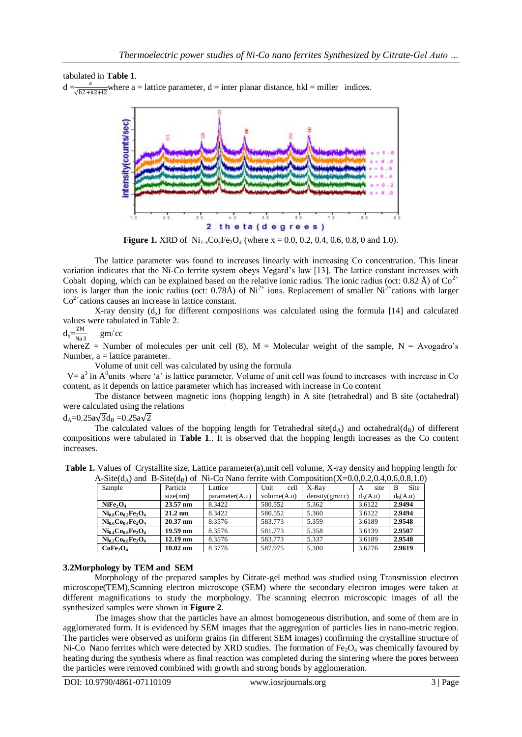tabulated in **Table 1**.

$d = \frac{a}{\sqrt{h2+k2+l2}}$ where a = lattice parameter, d = inter planar distance, hkl = miller indices.

**Figure 1.** XRD of $Ni_{1-x}Co_xFe_2O_4$ (where x = 0.0, 0.2, 0.4, 0.6, 0.8, 0 and 1.0).

The lattice parameter was found to increases linearly with increasing Co concentration. This linear variation indicates that the Ni-Co ferrite system obeys Vegard's law [13]. The lattice constant increases with Cobalt doping, which can be explained based on the relative ionic radius. The ionic radius (oct: 0.82 Å) of $Co^{2+}$ ions is larger than the ionic radius (oct: 0.78Å) of $Ni^{2+}$ ions. Replacement of smaller $Ni^{2+}$cations with larger $Co^{2+}$cations causes an increase in lattice constant.

X-ray density ($d_x$) for different compositions was calculated using the formula [14] and calculated values were tabulated in Table 2.

$d_x = \frac{ZM}{Na\,3}$ gm/cc

whereZ = Number of molecules per unit cell (8), M = Molecular weight of the sample, N = Avogadro's Number, a = lattice parameter.

Volume of unit cell was calculated by using the formula

V= $a^3$ in $A^0$units where 'a' is lattice parameter. Volume of unit cell was found to increases with increase in Co content, as it depends on lattice parameter which has increased with increase in Co content

The distance between magnetic ions (hopping length) in A site (tetrahedral) and B site (octahedral) were calculated using the relations

$d_A=0.25a\sqrt{3}d_B=0.25a\sqrt{2}$

The calculated values of the hopping length for Tetrahedral site($d_A$) and octahedral($d_B$) of different compositions were tabulated in **Table 1**.. It is observed that the hopping length increases as the Co content increases.

**Table 1.** Values of Crystallite size, Lattice parameter(a),unit cell volume, X-ray density and hopping length for A-Site($d_A$) and B-Site($d_B$) of Ni-Co Nano ferrite with Composition(X=0.0,0.2,0.4,0.6,0.8,1.0)

| Sample | Particle size(nm) | Lattice parameter(A.u) | Unit cell volume(A.u) | X-Ray density(gm/cc) | A site $d_A$(A.u) | B Site $d_B$(A.u) |
|---|---|---|---|---|---|---|
| **$NiFe_2O_4$** | **23.57 nm** | 8.3422 | 580.552 | 5.362 | 3.6122 | **2.9494** |
| **$Ni_{0.8}Co_{0.2}Fe_2O_4$** | **21.2 nm** | 8.3422 | 580.552 | 5.360 | 3.6122 | **2.9494** |
| **$Ni_{0.6}Co_{0.4}Fe_2O_4$** | **20.37 nm** | 8.3576 | 583.773 | 5.359 | 3.6189 | **2.9548** |
| **$Ni_{0.4}Co_{0.6}Fe_2O_4$** | **19.59 nm** | 8.3576 | 581.773 | 5.358 | 3.6139 | **2.9507** |
| **$Ni_{0.2}Co_{0.8}Fe_2O_4$** | **12.19 nm** | 8.3576 | 583.773 | 5.337 | 3.6189 | **2.9548** |
| **$CoFe_2O_4$** | **10.02 nm** | 8.3776 | 587.975 | 5.300 | 3.6276 | **2.9619** |

### 3.2Morphology by TEM and SEM

Morphology of the prepared samples by Citrate-gel method was studied using Transmission electron microscope(TEM),Scanning electron microscope (SEM) where the secondary electron images were taken at different magnifications to study the morphology. The scanning electron microscopic images of all the synthesized samples were shown in **Figure 2**.

The images show that the particles have an almost homogeneous distribution, and some of them are in agglomerated form. It is evidenced by SEM images that the aggregation of particles lies in nano-metric region. The particles were observed as uniform grains (in different SEM images) confirming the crystalline structure of Ni-Co Nano ferrites which were detected by XRD studies. The formation of $Fe_2O_4$ was chemically favoured by heating during the synthesis where as final reaction was completed during the sintering where the pores between the particles were removed combined with growth and strong bonds by agglomeration.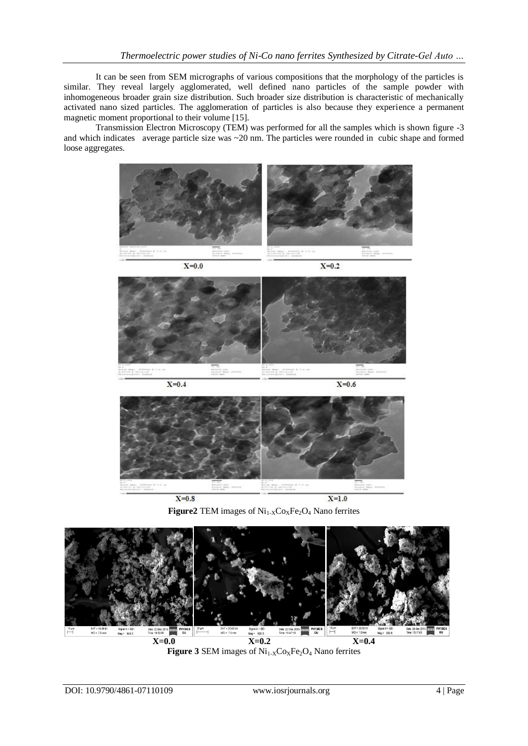It can be seen from SEM micrographs of various compositions that the morphology of the particles is similar. They reveal largely agglomerated, well defined nano particles of the sample powder with inhomogeneous broader grain size distribution. Such broader size distribution is characteristic of mechanically activated nano sized particles. The agglomeration of particles is also because they experience a permanent magnetic moment proportional to their volume [15].

Transmission Electron Microscopy (TEM) was performed for all the samples which is shown figure -3 and which indicates average particle size was ~20 nm. The particles were rounded in cubic shape and formed loose aggregates.

X=0.0 X=0.2

X=0.4 X=0.6

X=0.8 X=1.0

**Figure2** TEM images of $Ni_{1-X}Co_XFe_2O_4$ Nano ferrites

X=0.0 X=0.2 X=0.4

**Figure 3** SEM images of $Ni_{1-X}Co_XFe_2O_4$ Nano ferrites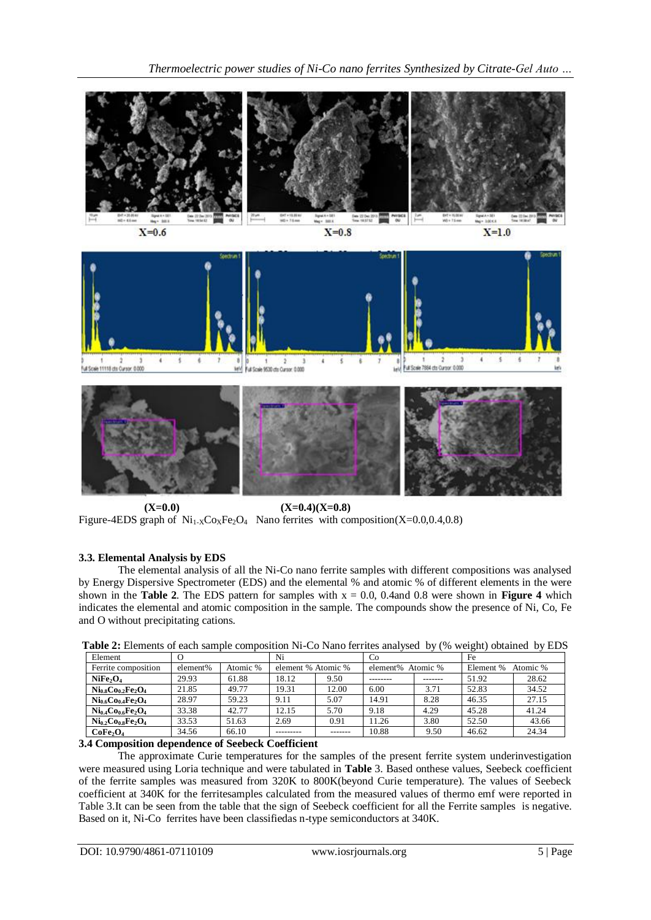(X=0.0) (X=0.4)(X=0.8)

Figure-4EDS graph of $Ni_{1-X}Co_XFe_2O_4$ Nano ferrites with composition(X=0.0,0.4,0.8)

### 3.3. Elemental Analysis by EDS

The elemental analysis of all the Ni-Co nano ferrite samples with different compositions was analysed by Energy Dispersive Spectrometer (EDS) and the elemental % and atomic % of different elements in the were shown in the **Table 2**. The EDS pattern for samples with x = 0.0, 0.4and 0.8 were shown in **Figure 4** which indicates the elemental and atomic composition in the sample. The compounds show the presence of Ni, Co, Fe and O without precipitating cations.

**Table 2:** Elements of each sample composition Ni-Co Nano ferrites analysed by (% weight) obtained by EDS

| Element | O | | Ni | | Co | | Fe | |
|---|---|---|---|---|---|---|---|---|
| Ferrite composition | element% | Atomic % | element % | Atomic % | element% | Atomic % | Element % | Atomic % |
| **$NiFe_2O_4$** | 29.93 | 61.88 | 18.12 | 9.50 | -------- | ------- | 51.92 | 28.62 |
| **$Ni_{0.8}Co_{0.2}Fe_2O_4$** | 21.85 | 49.77 | 19.31 | 12.00 | 6.00 | 3.71 | 52.83 | 34.52 |
| **$Ni_{0.6}Co_{0.4}Fe_2O_4$** | 28.97 | 59.23 | 9.11 | 5.07 | 14.91 | 8.28 | 46.35 | 27.15 |
| **$Ni_{0.4}Co_{0.6}Fe_2O_4$** | 33.38 | 42.77 | 12.15 | 5.70 | 9.18 | 4.29 | 45.28 | 41.24 |
| **$Ni_{0.2}Co_{0.8}Fe_2O_4$** | 33.53 | 51.63 | 2.69 | 0.91 | 11.26 | 3.80 | 52.50 | 43.66 |
| **$CoFe_2O_4$** | 34.56 | 66.10 | --------- | ------- | 10.88 | 9.50 | 46.62 | 24.34 |

### 3.4 Composition dependence of Seebeck Coefficient

The approximate Curie temperatures for the samples of the present ferrite system underinvestigation were measured using Loria technique and were tabulated in **Table** 3. Based onthese values, Seebeck coefficient of the ferrite samples was measured from 320K to 800K(beyond Curie temperature). The values of Seebeck coefficient at 340K for the ferritesamples calculated from the measured values of thermo emf were reported in Table 3.It can be seen from the table that the sign of Seebeck coefficient for all the Ferrite samples is negative. Based on it, Ni-Co ferrites have been classifiedas n-type semiconductors at 340K.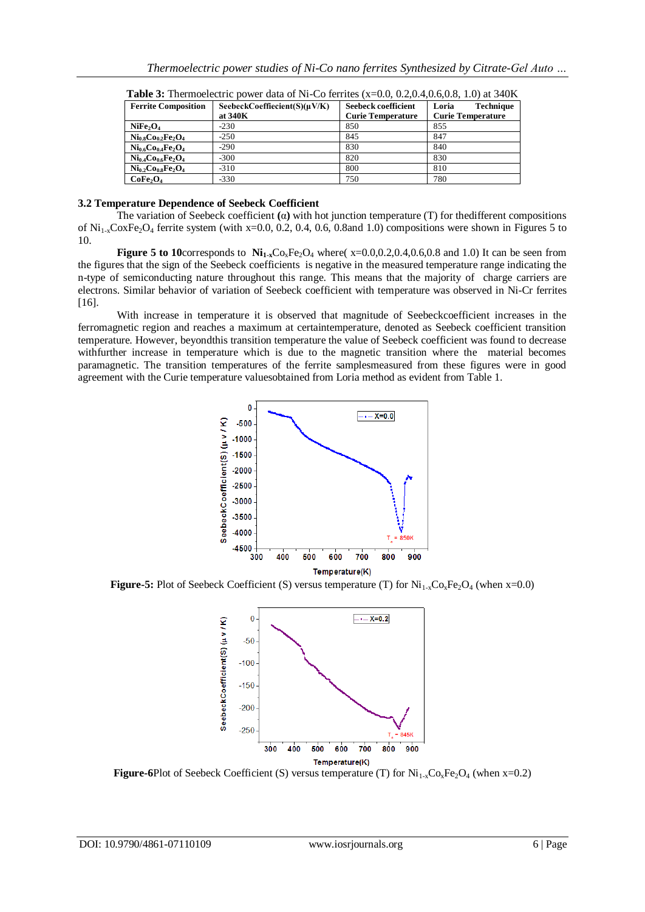**Table 3:** Thermoelectric power data of Ni-Co ferrites (x=0.0, 0.2,0.4,0.6,0.8, 1.0) at 340K

| Ferrite Composition | SeebeckCoeffiecient(S)(μV/K) at 340K | Seebeck coefficient Curie Temperature | Loria Technique Curie Temperature |
|---|---|---|---|
| $NiFe_2O_4$ | -230 | 850 | 855 |
| $Ni_{0.8}Co_{0.2}Fe_2O_4$ | -250 | 845 | 847 |
| $Ni_{0.6}Co_{0.4}Fe_2O_4$ | -290 | 830 | 840 |
| $Ni_{0.4}Co_{0.6}Fe_2O_4$ | -300 | 820 | 830 |
| $Ni_{0.2}Co_{0.8}Fe_2O_4$ | -310 | 800 | 810 |
| $CoFe_2O_4$ | -330 | 750 | 780 |

### 3.2 Temperature Dependence of Seebeck Coefficient

The variation of Seebeck coefficient **(α)** with hot junction temperature (T) for thedifferent compositions of $Ni_{1-x}CoxFe_2O_4$ ferrite system (with x=0.0, 0.2, 0.4, 0.6, 0.8and 1.0) compositions were shown in Figures 5 to 10.

**Figure 5 to 10**corresponds to $Ni_{1-x}Co_xFe_2O_4$ where( x=0.0,0.2,0.4,0.6,0.8 and 1.0) It can be seen from the figures that the sign of the Seebeck coefficients is negative in the measured temperature range indicating the n-type of semiconducting nature throughout this range. This means that the majority of charge carriers are electrons. Similar behavior of variation of Seebeck coefficient with temperature was observed in Ni-Cr ferrites [16].

With increase in temperature it is observed that magnitude of Seebeckcoefficient increases in the ferromagnetic region and reaches a maximum at certaintemperature, denoted as Seebeck coefficient transition temperature. However, beyondthis transition temperature the value of Seebeck coefficient was found to decrease withfurther increase in temperature which is due to the magnetic transition where the material becomes paramagnetic. The transition temperatures of the ferrite samplesmeasured from these figures were in good agreement with the Curie temperature valuesobtained from Loria method as evident from Table 1.

**Figure-5:** Plot of Seebeck Coefficient (S) versus temperature (T) for $Ni_{1-x}Co_xFe_2O_4$ (when x=0.0)

**Figure-6**Plot of Seebeck Coefficient (S) versus temperature (T) for $Ni_{1-x}Co_xFe_2O_4$ (when x=0.2)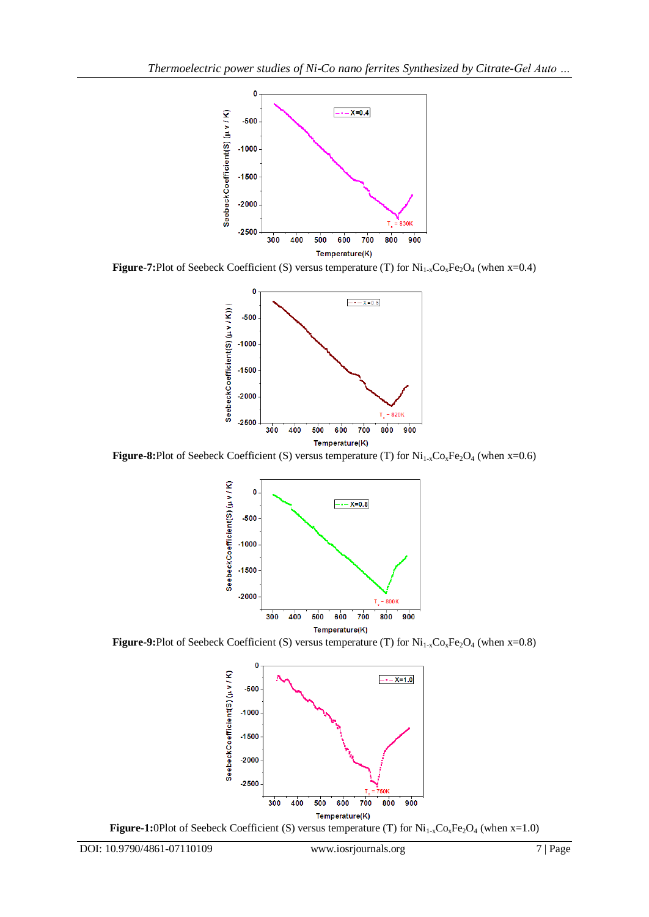**Figure-7:** Plot of Seebeck Coefficient (S) versus temperature (T) for $Ni_{1-x}Co_xFe_2O_4$ (when x=0.4)

**Figure-8:** Plot of Seebeck Coefficient (S) versus temperature (T) for $Ni_{1-x}Co_xFe_2O_4$ (when x=0.6)

**Figure-9:** Plot of Seebeck Coefficient (S) versus temperature (T) for $Ni_{1-x}Co_xFe_2O_4$ (when x=0.8)

**Figure-1:** 0Plot of Seebeck Coefficient (S) versus temperature (T) for $Ni_{1-x}Co_xFe_2O_4$ (when x=1.0)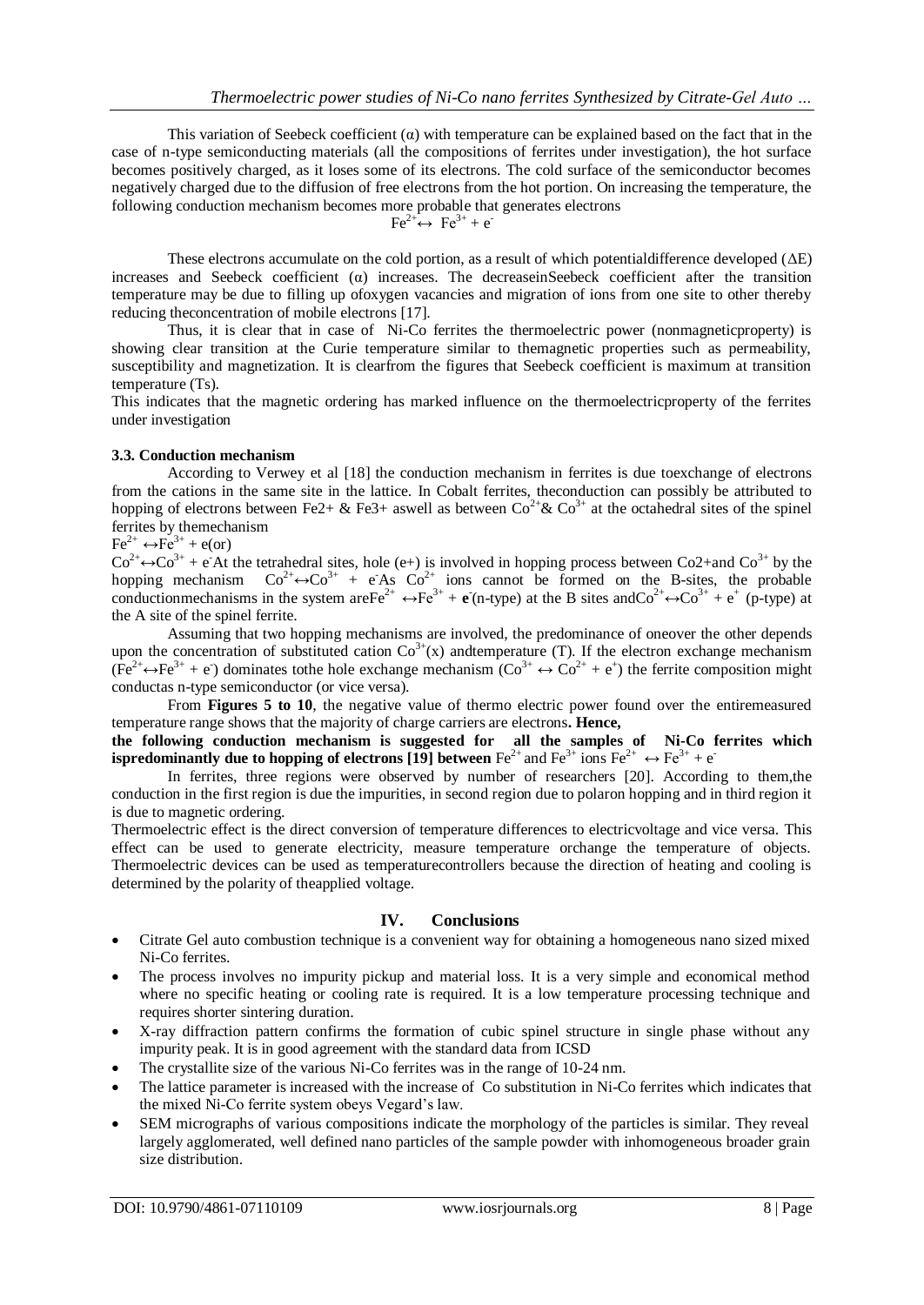This variation of Seebeck coefficient (α) with temperature can be explained based on the fact that in the case of n-type semiconducting materials (all the compositions of ferrites under investigation), the hot surface becomes positively charged, as it loses some of its electrons. The cold surface of the semiconductor becomes negatively charged due to the diffusion of free electrons from the hot portion. On increasing the temperature, the following conduction mechanism becomes more probable that generates electrons

$$Fe^{2+} \leftrightarrow Fe^{3+} + e^-$$

These electrons accumulate on the cold portion, as a result of which potentialdifference developed (ΔE) increases and Seebeck coefficient (α) increases. The decreaseinSeebeck coefficient after the transition temperature may be due to filling up ofoxygen vacancies and migration of ions from one site to other thereby reducing theconcentration of mobile electrons [17].

Thus, it is clear that in case of Ni-Co ferrites the thermoelectric power (nonmagneticproperty) is showing clear transition at the Curie temperature similar to themagnetic properties such as permeability, susceptibility and magnetization. It is clearfrom the figures that Seebeck coefficient is maximum at transition temperature (Ts).

This indicates that the magnetic ordering has marked influence on the thermoelectricproperty of the ferrites under investigation

### 3.3. Conduction mechanism

According to Verwey et al [18] the conduction mechanism in ferrites is due toexchange of electrons from the cations in the same site in the lattice. In Cobalt ferrites, theconduction can possibly be attributed to hopping of electrons between Fe2+ & Fe3+ aswell as between $Co^{2+}$& $Co^{3+}$ at the octahedral sites of the spinel ferrites by themechanism

$Fe^{2+} \leftrightarrow Fe^{3+} + e$(or)

$Co^{2+} \leftrightarrow Co^{3+} + e^-$At the tetrahedral sites, hole (e+) is involved in hopping process between Co2+and $Co^{3+}$ by the hopping mechanism $Co^{2+} \leftrightarrow Co^{3+} + e^-$As $Co^{2+}$ ions cannot be formed on the B-sites, the probable conductionmechanisms in the system are$Fe^{2+} \leftrightarrow Fe^{3+} + \mathbf{e}^-$(n-type) at the B sites and$Co^{2+} \leftrightarrow Co^{3+} + e^+$ (p-type) at the A site of the spinel ferrite.

Assuming that two hopping mechanisms are involved, the predominance of oneover the other depends upon the concentration of substituted cation $Co^{3+}$(x) andtemperature (T). If the electron exchange mechanism ($Fe^{2+} \leftrightarrow Fe^{3+} + e^-$) dominates tothe hole exchange mechanism ($Co^{3+} \leftrightarrow Co^{2+} + e^+$) the ferrite composition might conductas n-type semiconductor (or vice versa).

From **Figures 5 to 10**, the negative value of thermo electric power found over the entiremeasured temperature range shows that the majority of charge carriers are electrons**. Hence,**

**the following conduction mechanism is suggested for all the samples of Ni-Co ferrites which ispredominantly due to hopping of electrons [19] between** $Fe^{2+}$ and $Fe^{3+}$ ions $Fe^{2+} \leftrightarrow Fe^{3+} + e^-$

In ferrites, three regions were observed by number of researchers [20]. According to them,the conduction in the first region is due the impurities, in second region due to polaron hopping and in third region it is due to magnetic ordering.

Thermoelectric effect is the direct conversion of temperature differences to electricvoltage and vice versa. This effect can be used to generate electricity, measure temperature orchange the temperature of objects. Thermoelectric devices can be used as temperaturecontrollers because the direction of heating and cooling is determined by the polarity of theapplied voltage.

## IV. Conclusions

- Citrate Gel auto combustion technique is a convenient way for obtaining a homogeneous nano sized mixed Ni-Co ferrites.
- The process involves no impurity pickup and material loss. It is a very simple and economical method where no specific heating or cooling rate is required. It is a low temperature processing technique and requires shorter sintering duration.
- X-ray diffraction pattern confirms the formation of cubic spinel structure in single phase without any impurity peak. It is in good agreement with the standard data from ICSD
- The crystallite size of the various Ni-Co ferrites was in the range of 10-24 nm.
- The lattice parameter is increased with the increase of Co substitution in Ni-Co ferrites which indicates that the mixed Ni-Co ferrite system obeys Vegard's law.
- SEM micrographs of various compositions indicate the morphology of the particles is similar. They reveal largely agglomerated, well defined nano particles of the sample powder with inhomogeneous broader grain size distribution.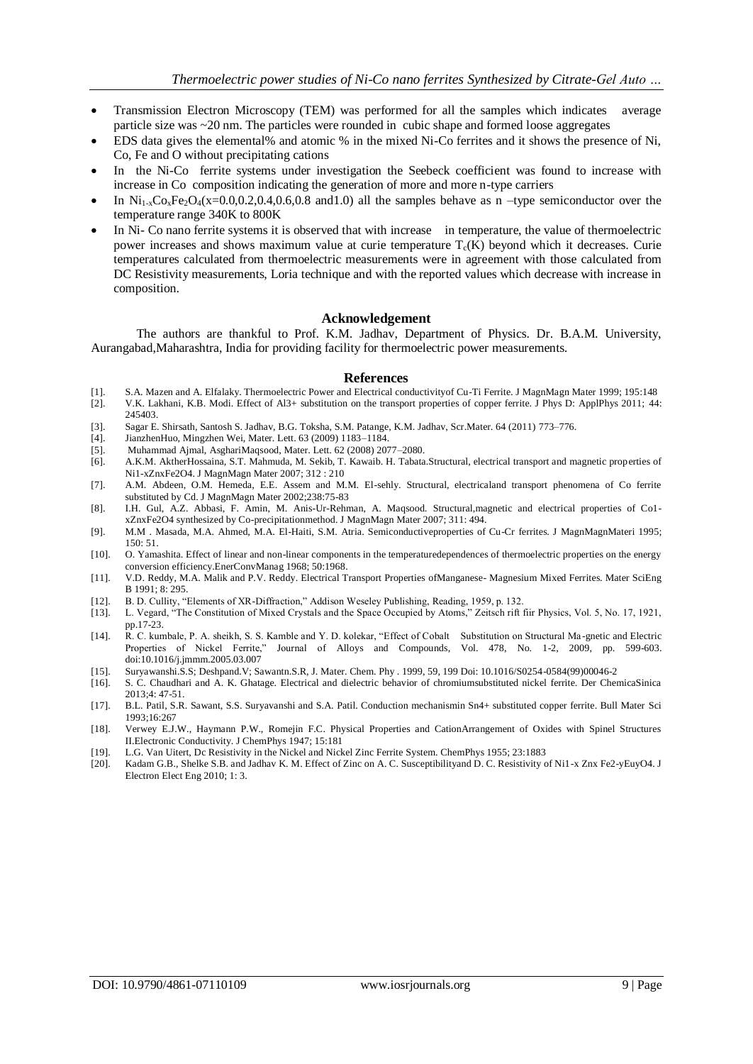- Transmission Electron Microscopy (TEM) was performed for all the samples which indicates average particle size was ~20 nm. The particles were rounded in cubic shape and formed loose aggregates
- EDS data gives the elemental% and atomic % in the mixed Ni-Co ferrites and it shows the presence of Ni, Co, Fe and O without precipitating cations
- In the Ni-Co ferrite systems under investigation the Seebeck coefficient was found to increase with increase in Co composition indicating the generation of more and more n-type carriers
- In $Ni_{1-x}Co_xFe_2O_4$(x=0.0,0.2,0.4,0.6,0.8 and1.0) all the samples behave as n –type semiconductor over the temperature range 340K to 800K
- In Ni- Co nano ferrite systems it is observed that with increase in temperature, the value of thermoelectric power increases and shows maximum value at curie temperature $T_c$(K) beyond which it decreases. Curie temperatures calculated from thermoelectric measurements were in agreement with those calculated from DC Resistivity measurements, Loria technique and with the reported values which decrease with increase in composition.

## Acknowledgement

The authors are thankful to Prof. K.M. Jadhav, Department of Physics. Dr. B.A.M. University, Aurangabad,Maharashtra, India for providing facility for thermoelectric power measurements.

## References

[1]. S.A. Mazen and A. Elfalaky. Thermoelectric Power and Electrical conductivityof Cu-Ti Ferrite. J MagnMagn Mater 1999; 195:148

[2]. V.K. Lakhani, K.B. Modi. Effect of Al3+ substitution on the transport properties of copper ferrite. J Phys D: ApplPhys 2011; 44: 245403.

[3]. Sagar E. Shirsath, Santosh S. Jadhav, B.G. Toksha, S.M. Patange, K.M. Jadhav, Scr.Mater. 64 (2011) 773–776.

[4]. JianzhenHuo, Mingzhen Wei, Mater. Lett. 63 (2009) 1183–1184.

[5]. Muhammad Ajmal, AsghariMaqsood, Mater. Lett. 62 (2008) 2077–2080.

[6]. A.K.M. AktherHossaina, S.T. Mahmuda, M. Sekib, T. Kawaib. H. Tabata.Structural, electrical transport and magnetic properties of Ni1-xZnxFe2O4. J MagnMagn Mater 2007; 312 : 210

[7]. A.M. Abdeen, O.M. Hemeda, E.E. Assem and M.M. El-sehly. Structural, electricaland transport phenomena of Co ferrite substituted by Cd. J MagnMagn Mater 2002;238:75-83

[8]. I.H. Gul, A.Z. Abbasi, F. Amin, M. Anis-Ur-Rehman, A. Maqsood. Structural,magnetic and electrical properties of Co1-xZnxFe2O4 synthesized by Co-precipitationmethod. J MagnMagn Mater 2007; 311: 494.

[9]. M.M . Masada, M.A. Ahmed, M.A. El-Haiti, S.M. Atria. Semiconductiveproperties of Cu-Cr ferrites. J MagnMagnMateri 1995; 150: 51.

[10]. O. Yamashita. Effect of linear and non-linear components in the temperaturedependences of thermoelectric properties on the energy conversion efficiency.EnerConvManag 1968; 50:1968.

[11]. V.D. Reddy, M.A. Malik and P.V. Reddy. Electrical Transport Properties ofManganese- Magnesium Mixed Ferrites. Mater SciEng B 1991; 8: 295.

[12]. B. D. Cullity, "Elements of XR-Diffraction," Addison Weseley Publishing, Reading, 1959, p. 132.

[13]. L. Vegard, "The Constitution of Mixed Crystals and the Space Occupied by Atoms," Zeitsch rift fiir Physics, Vol. 5, No. 17, 1921, pp.17-23.

[14]. R. C. kumbale, P. A. sheikh, S. S. Kamble and Y. D. kolekar, "Effect of Cobalt Substitution on Structural Ma-gnetic and Electric Properties of Nickel Ferrite," Journal of Alloys and Compounds, Vol. 478, No. 1-2, 2009, pp. 599-603. doi:10.1016/j.jmmm.2005.03.007

[15]. Suryawanshi.S.S; Deshpand.V; Sawantn.S.R, J. Mater. Chem. Phy . 1999, 59, 199 Doi: 10.1016/S0254-0584(99)00046-2

[16]. S. C. Chaudhari and A. K. Ghatage. Electrical and dielectric behavior of chromiumsubstituted nickel ferrite. Der ChemicaSinica 2013;4: 47-51.

[17]. B.L. Patil, S.R. Sawant, S.S. Suryavanshi and S.A. Patil. Conduction mechanismin Sn4+ substituted copper ferrite. Bull Mater Sci 1993;16:267

[18]. Verwey E.J.W., Haymann P.W., Romejin F.C. Physical Properties and CationArrangement of Oxides with Spinel Structures II.Electronic Conductivity. J ChemPhys 1947; 15:181

[19]. L.G. Van Uitert, Dc Resistivity in the Nickel and Nickel Zinc Ferrite System. ChemPhys 1955; 23:1883

[20]. Kadam G.B., Shelke S.B. and Jadhav K. M. Effect of Zinc on A. C. Susceptibilityand D. C. Resistivity of Ni1-x Znx Fe2-yEuyO4. J Electron Elect Eng 2010; 1: 3.